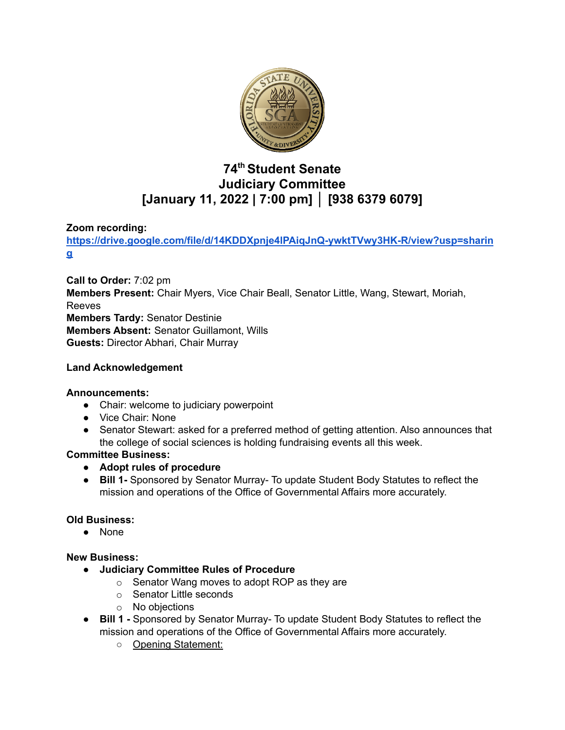# 74th Student Senate
## Judiciary Committee
## [January 11, 2022 | 7:00 pm] │ [938 6379 6079]

**Zoom recording:**
**https://drive.google.com/file/d/14KDDXpnje4lPAiqJnQ-ywktTVwy3HK-R/view?usp=sharing**

**Call to Order:** 7:02 pm
**Members Present:** Chair Myers, Vice Chair Beall, Senator Little, Wang, Stewart, Moriah, Reeves
**Members Tardy:** Senator Destinie
**Members Absent:** Senator Guillamont, Wills
**Guests:** Director Abhari, Chair Murray

**Land Acknowledgement**

**Announcements:**
- Chair: welcome to judiciary powerpoint
- Vice Chair: None
- Senator Stewart: asked for a preferred method of getting attention. Also announces that the college of social sciences is holding fundraising events all this week.

**Committee Business:**
- **Adopt rules of procedure**
- **Bill 1-** Sponsored by Senator Murray- To update Student Body Statutes to reflect the mission and operations of the Office of Governmental Affairs more accurately.

**Old Business:**
- None

**New Business:**
- **Judiciary Committee Rules of Procedure**
  - Senator Wang moves to adopt ROP as they are
  - Senator Little seconds
  - No objections
- **Bill 1 -** Sponsored by Senator Murray- To update Student Body Statutes to reflect the mission and operations of the Office of Governmental Affairs more accurately.
  - Opening Statement: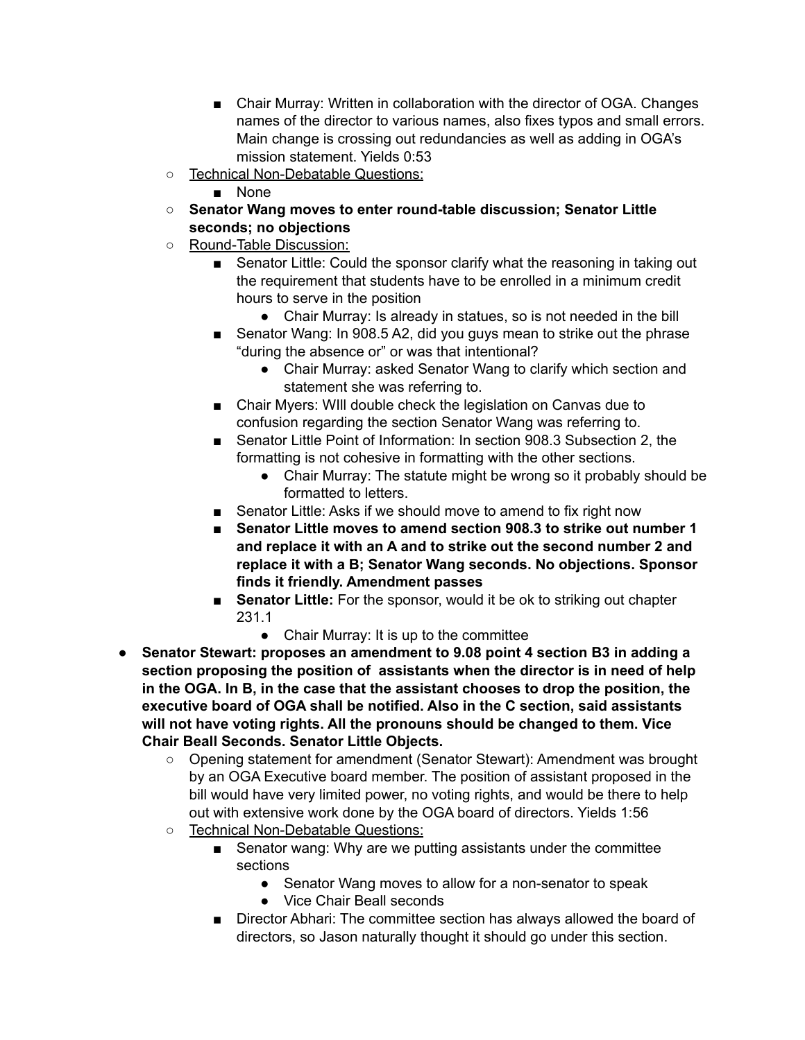- Chair Murray: Written in collaboration with the director of OGA. Changes names of the director to various names, also fixes typos and small errors. Main change is crossing out redundancies as well as adding in OGA's mission statement. Yields 0:53
    - <u>Technical Non-Debatable Questions:</u>
        - None
    - **Senator Wang moves to enter round-table discussion; Senator Little seconds; no objections**
    - <u>Round-Table Discussion:</u>
        - Senator Little: Could the sponsor clarify what the reasoning in taking out the requirement that students have to be enrolled in a minimum credit hours to serve in the position
            - Chair Murray: Is already in statues, so is not needed in the bill
        - Senator Wang: In 908.5 A2, did you guys mean to strike out the phrase "during the absence or" or was that intentional?
            - Chair Murray: asked Senator Wang to clarify which section and statement she was referring to.
        - Chair Myers: WIll double check the legislation on Canvas due to confusion regarding the section Senator Wang was referring to.
        - Senator Little Point of Information: In section 908.3 Subsection 2, the formatting is not cohesive in formatting with the other sections.
            - Chair Murray: The statute might be wrong so it probably should be formatted to letters.
        - Senator Little: Asks if we should move to amend to fix right now
        - **Senator Little moves to amend section 908.3 to strike out number 1 and replace it with an A and to strike out the second number 2 and replace it with a B; Senator Wang seconds. No objections. Sponsor finds it friendly. Amendment passes**
        - **Senator Little:** For the sponsor, would it be ok to striking out chapter 231.1
            - Chair Murray: It is up to the committee
- **Senator Stewart: proposes an amendment to 9.08 point 4 section B3 in adding a section proposing the position of assistants when the director is in need of help in the OGA. In B, in the case that the assistant chooses to drop the position, the executive board of OGA shall be notified. Also in the C section, said assistants will not have voting rights. All the pronouns should be changed to them. Vice Chair Beall Seconds. Senator Little Objects.**
    - Opening statement for amendment (Senator Stewart): Amendment was brought by an OGA Executive board member. The position of assistant proposed in the bill would have very limited power, no voting rights, and would be there to help out with extensive work done by the OGA board of directors. Yields 1:56
    - <u>Technical Non-Debatable Questions:</u>
        - Senator wang: Why are we putting assistants under the committee sections
            - Senator Wang moves to allow for a non-senator to speak
            - Vice Chair Beall seconds
        - Director Abhari: The committee section has always allowed the board of directors, so Jason naturally thought it should go under this section.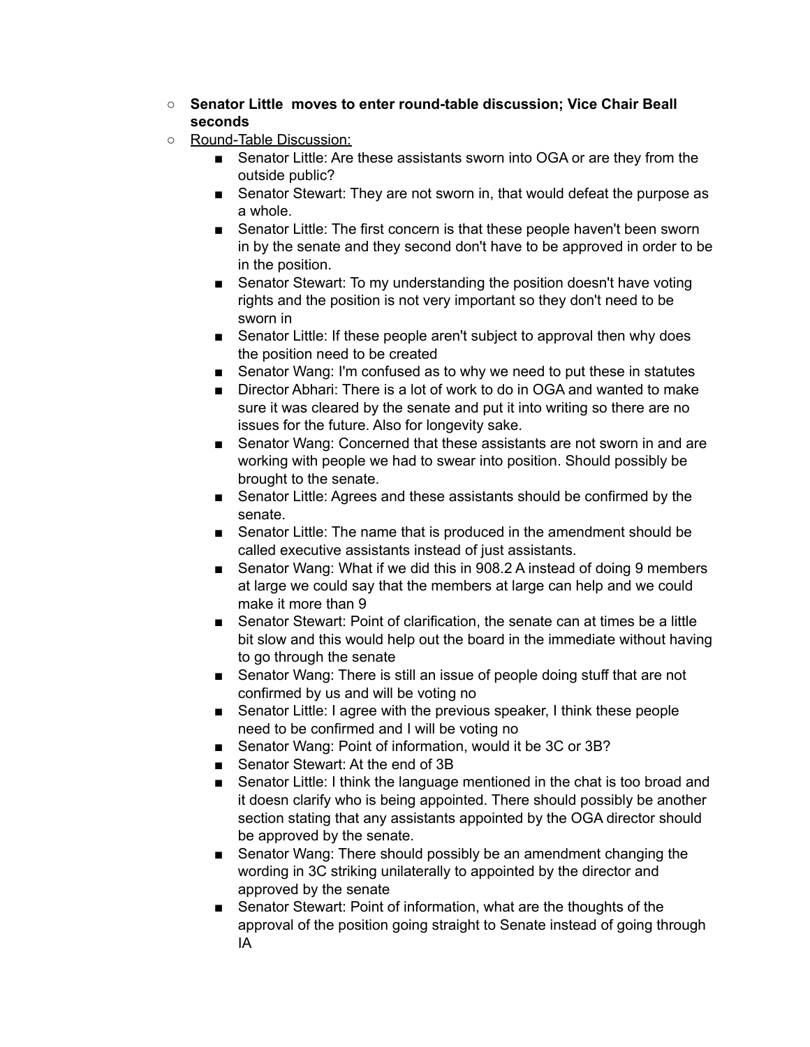- **Senator Little  moves to enter round-table discussion; Vice Chair Beall seconds**
- Round-Table Discussion:
    - Senator Little: Are these assistants sworn into OGA or are they from the outside public?
    - Senator Stewart: They are not sworn in, that would defeat the purpose as a whole.
    - Senator Little: The first concern is that these people haven't been sworn in by the senate and they second don't have to be approved in order to be in the position.
    - Senator Stewart: To my understanding the position doesn't have voting rights and the position is not very important so they don't need to be sworn in
    - Senator Little: If these people aren't subject to approval then why does the position need to be created
    - Senator Wang: I'm confused as to why we need to put these in statutes
    - Director Abhari: There is a lot of work to do in OGA and wanted to make sure it was cleared by the senate and put it into writing so there are no issues for the future. Also for longevity sake.
    - Senator Wang: Concerned that these assistants are not sworn in and are working with people we had to swear into position. Should possibly be brought to the senate.
    - Senator Little: Agrees and these assistants should be confirmed by the senate.
    - Senator Little: The name that is produced in the amendment should be called executive assistants instead of just assistants.
    - Senator Wang: What if we did this in 908.2 A instead of doing 9 members at large we could say that the members at large can help and we could make it more than 9
    - Senator Stewart: Point of clarification, the senate can at times be a little bit slow and this would help out the board in the immediate without having to go through the senate
    - Senator Wang: There is still an issue of people doing stuff that are not confirmed by us and will be voting no
    - Senator Little: I agree with the previous speaker, I think these people need to be confirmed and I will be voting no
    - Senator Wang: Point of information, would it be 3C or 3B?
    - Senator Stewart: At the end of 3B
    - Senator Little: I think the language mentioned in the chat is too broad and it doesn clarify who is being appointed. There should possibly be another section stating that any assistants appointed by the OGA director should be approved by the senate.
    - Senator Wang: There should possibly be an amendment changing the wording in 3C striking unilaterally to appointed by the director and approved by the senate
    - Senator Stewart: Point of information, what are the thoughts of the approval of the position going straight to Senate instead of going through IA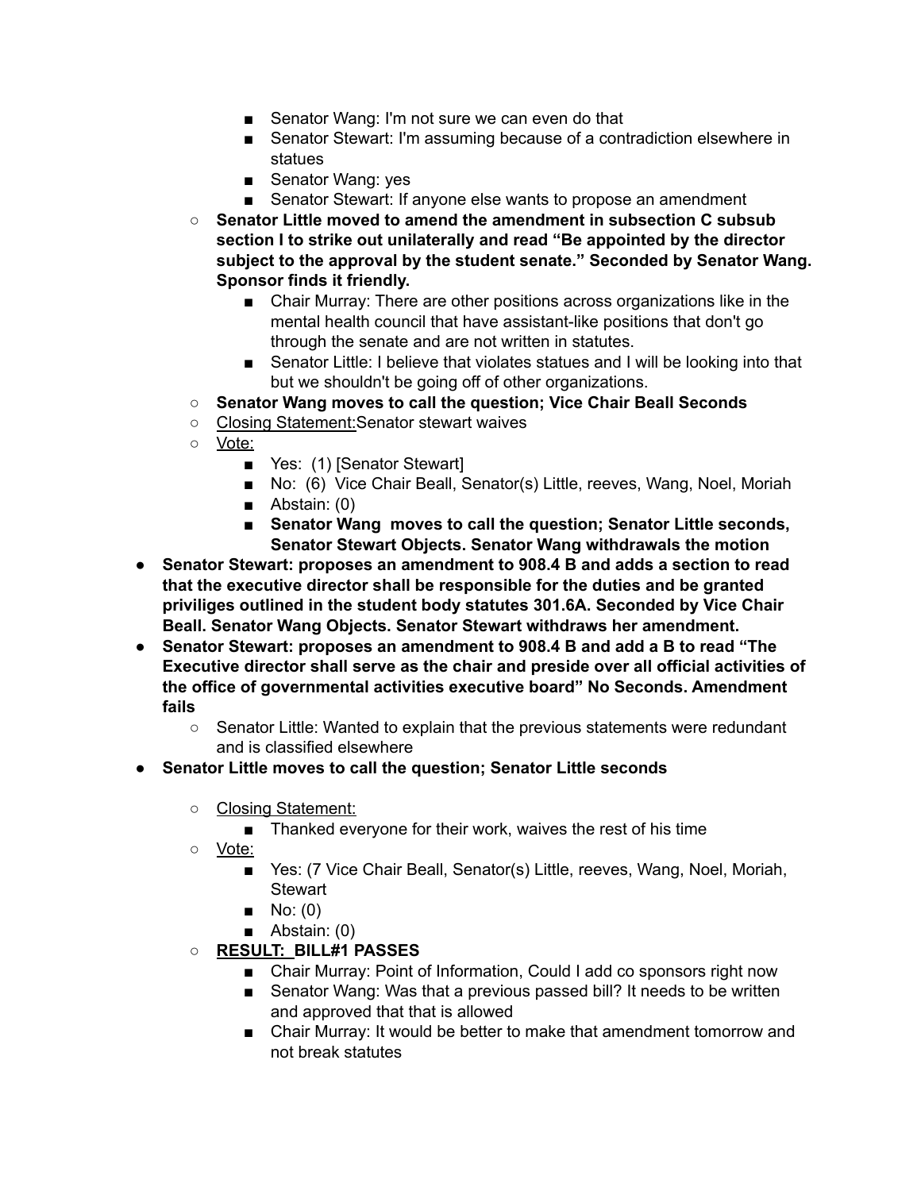- Senator Wang: I'm not sure we can even do that
        - Senator Stewart: I'm assuming because of a contradiction elsewhere in statues
        - Senator Wang: yes
        - Senator Stewart: If anyone else wants to propose an amendment
    - **Senator Little moved to amend the amendment in subsection C subsub section I to strike out unilaterally and read "Be appointed by the director subject to the approval by the student senate." Seconded by Senator Wang. Sponsor finds it friendly.**
        - Chair Murray: There are other positions across organizations like in the mental health council that have assistant-like positions that don't go through the senate and are not written in statutes.
        - Senator Little: I believe that violates statues and I will be looking into that but we shouldn't be going off of other organizations.
    - **Senator Wang moves to call the question; Vice Chair Beall Seconds**
    - <u>Closing Statement:</u>Senator stewart waives
    - <u>Vote:</u>
        - Yes: (1) [Senator Stewart]
        - No: (6) Vice Chair Beall, Senator(s) Little, reeves, Wang, Noel, Moriah
        - Abstain: (0)
        - **Senator Wang moves to call the question; Senator Little seconds, Senator Stewart Objects. Senator Wang withdrawals the motion**
- **Senator Stewart: proposes an amendment to 908.4 B and adds a section to read that the executive director shall be responsible for the duties and be granted priviliges outlined in the student body statutes 301.6A. Seconded by Vice Chair Beall. Senator Wang Objects. Senator Stewart withdraws her amendment.**
- **Senator Stewart: proposes an amendment to 908.4 B and add a B to read "The Executive director shall serve as the chair and preside over all official activities of the office of governmental activities executive board" No Seconds. Amendment fails**
    - Senator Little: Wanted to explain that the previous statements were redundant and is classified elsewhere
- **Senator Little moves to call the question; Senator Little seconds**
    - <u>Closing Statement:</u>
        - Thanked everyone for their work, waives the rest of his time
    - <u>Vote:</u>
        - Yes: (7 Vice Chair Beall, Senator(s) Little, reeves, Wang, Noel, Moriah, Stewart
        - No: (0)
        - Abstain: (0)
    - **<u>RESULT: BILL#1 PASSES</u>**
        - Chair Murray: Point of Information, Could I add co sponsors right now
        - Senator Wang: Was that a previous passed bill? It needs to be written and approved that that is allowed
        - Chair Murray: It would be better to make that amendment tomorrow and not break statutes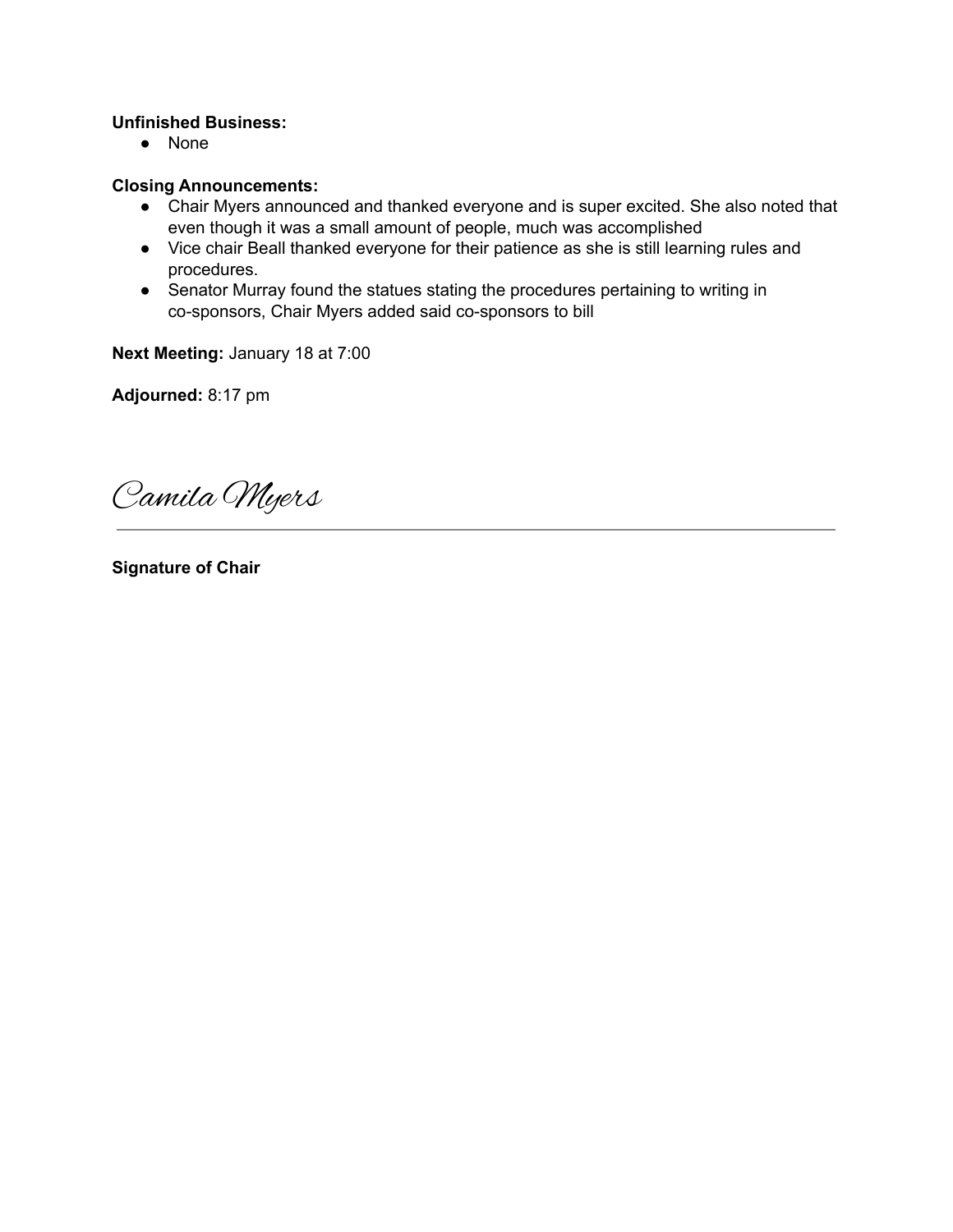**Unfinished Business:**

- None

**Closing Announcements:**

- Chair Myers announced and thanked everyone and is super excited. She also noted that even though it was a small amount of people, much was accomplished
- Vice chair Beall thanked everyone for their patience as she is still learning rules and procedures.
- Senator Murray found the statues stating the procedures pertaining to writing in co-sponsors, Chair Myers added said co-sponsors to bill

**Next Meeting:** January 18 at 7:00

**Adjourned:** 8:17 pm

*Camila Myers*

---

**Signature of Chair**